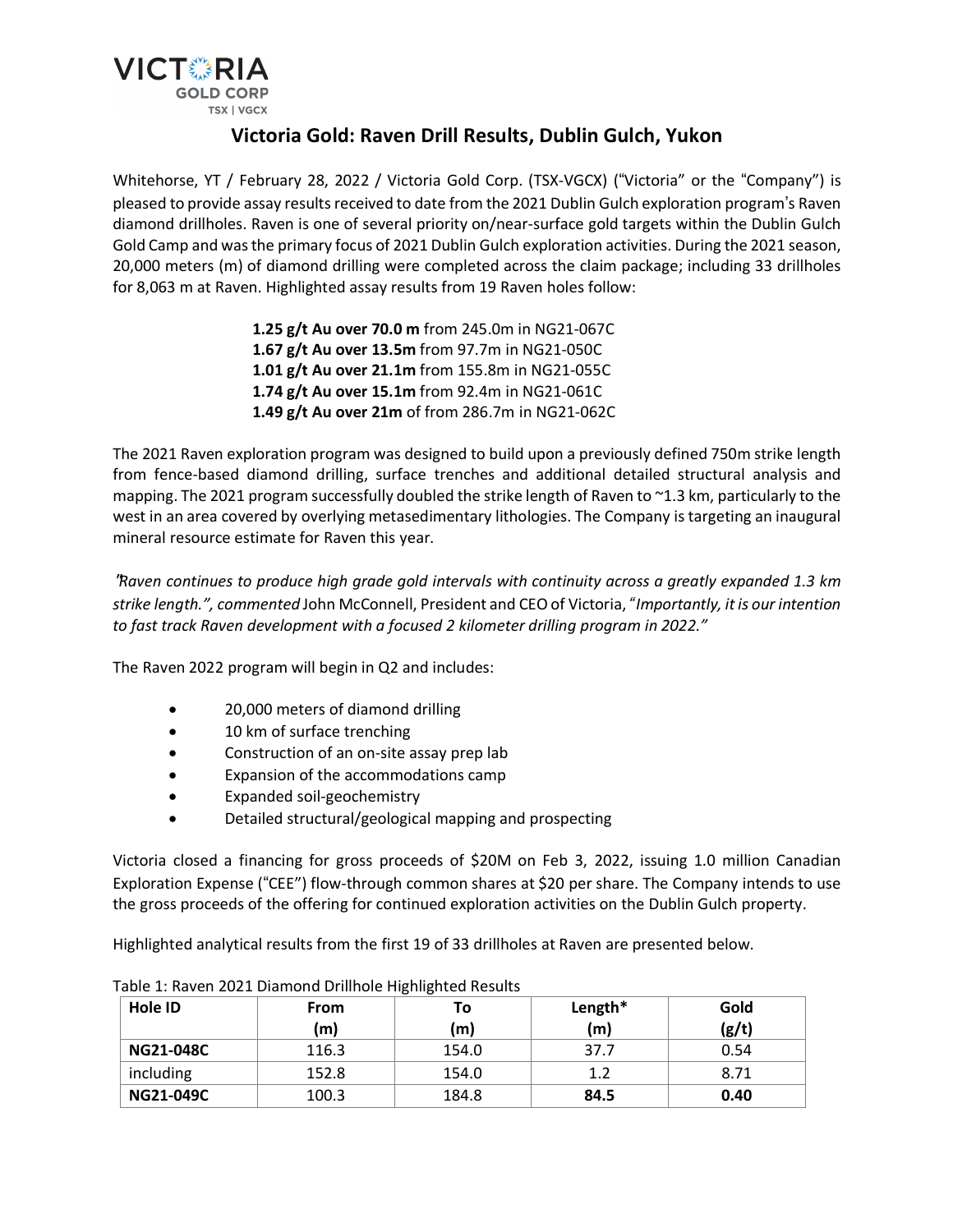VICTORIA GOLD CORP
TSX | VGCX

# Victoria Gold: Raven Drill Results, Dublin Gulch, Yukon

Whitehorse, YT / February 28, 2022 / Victoria Gold Corp. (TSX-VGCX) ("Victoria" or the "Company") is pleased to provide assay results received to date from the 2021 Dublin Gulch exploration program's Raven diamond drillholes. Raven is one of several priority on/near-surface gold targets within the Dublin Gulch Gold Camp and was the primary focus of 2021 Dublin Gulch exploration activities. During the 2021 season, 20,000 meters (m) of diamond drilling were completed across the claim package; including 33 drillholes for 8,063 m at Raven. Highlighted assay results from 19 Raven holes follow:

**1.25 g/t Au over 70.0 m** from 245.0m in NG21-067C
**1.67 g/t Au over 13.5m** from 97.7m in NG21-050C
**1.01 g/t Au over 21.1m** from 155.8m in NG21-055C
**1.74 g/t Au over 15.1m** from 92.4m in NG21-061C
**1.49 g/t Au over 21m** of from 286.7m in NG21-062C

The 2021 Raven exploration program was designed to build upon a previously defined 750m strike length from fence-based diamond drilling, surface trenches and additional detailed structural analysis and mapping. The 2021 program successfully doubled the strike length of Raven to ~1.3 km, particularly to the west in an area covered by overlying metasedimentary lithologies. The Company is targeting an inaugural mineral resource estimate for Raven this year.

*"Raven continues to produce high grade gold intervals with continuity across a greatly expanded 1.3 km strike length.", commented* John McConnell, President and CEO of Victoria, "*Importantly, it is our intention to fast track Raven development with a focused 2 kilometer drilling program in 2022.*"

The Raven 2022 program will begin in Q2 and includes:

- 20,000 meters of diamond drilling
- 10 km of surface trenching
- Construction of an on-site assay prep lab
- Expansion of the accommodations camp
- Expanded soil-geochemistry
- Detailed structural/geological mapping and prospecting

Victoria closed a financing for gross proceeds of $20M on Feb 3, 2022, issuing 1.0 million Canadian Exploration Expense ("CEE") flow-through common shares at $20 per share. The Company intends to use the gross proceeds of the offering for continued exploration activities on the Dublin Gulch property.

Highlighted analytical results from the first 19 of 33 drillholes at Raven are presented below.

Table 1: Raven 2021 Diamond Drillhole Highlighted Results

| Hole ID | From (m) | To (m) | Length* (m) | Gold (g/t) |
|---|---|---|---|---|
| **NG21-048C** | 116.3 | 154.0 | 37.7 | 0.54 |
| including | 152.8 | 154.0 | 1.2 | 8.71 |
| **NG21-049C** | 100.3 | 184.8 | **84.5** | **0.40** |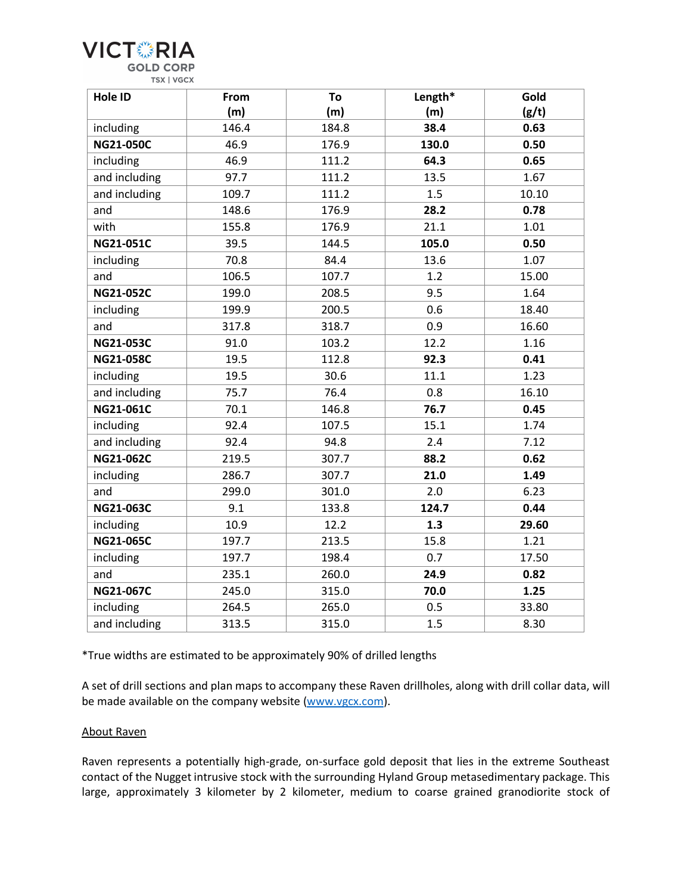| Hole ID | From (m) | To (m) | Length* (m) | Gold (g/t) |
|---|---|---|---|---|
| including | 146.4 | 184.8 | **38.4** | **0.63** |
| **NG21-050C** | 46.9 | 176.9 | **130.0** | **0.50** |
| including | 46.9 | 111.2 | **64.3** | **0.65** |
| and including | 97.7 | 111.2 | 13.5 | 1.67 |
| and including | 109.7 | 111.2 | 1.5 | 10.10 |
| and | 148.6 | 176.9 | **28.2** | **0.78** |
| with | 155.8 | 176.9 | 21.1 | 1.01 |
| **NG21-051C** | 39.5 | 144.5 | **105.0** | **0.50** |
| including | 70.8 | 84.4 | 13.6 | 1.07 |
| and | 106.5 | 107.7 | 1.2 | 15.00 |
| **NG21-052C** | 199.0 | 208.5 | 9.5 | 1.64 |
| including | 199.9 | 200.5 | 0.6 | 18.40 |
| and | 317.8 | 318.7 | 0.9 | 16.60 |
| **NG21-053C** | 91.0 | 103.2 | 12.2 | 1.16 |
| **NG21-058C** | 19.5 | 112.8 | **92.3** | **0.41** |
| including | 19.5 | 30.6 | 11.1 | 1.23 |
| and including | 75.7 | 76.4 | 0.8 | 16.10 |
| **NG21-061C** | 70.1 | 146.8 | **76.7** | **0.45** |
| including | 92.4 | 107.5 | 15.1 | 1.74 |
| and including | 92.4 | 94.8 | 2.4 | 7.12 |
| **NG21-062C** | 219.5 | 307.7 | **88.2** | **0.62** |
| including | 286.7 | 307.7 | **21.0** | **1.49** |
| and | 299.0 | 301.0 | 2.0 | 6.23 |
| **NG21-063C** | 9.1 | 133.8 | **124.7** | **0.44** |
| including | 10.9 | 12.2 | **1.3** | **29.60** |
| **NG21-065C** | 197.7 | 213.5 | 15.8 | 1.21 |
| including | 197.7 | 198.4 | 0.7 | 17.50 |
| and | 235.1 | 260.0 | **24.9** | **0.82** |
| **NG21-067C** | 245.0 | 315.0 | **70.0** | **1.25** |
| including | 264.5 | 265.0 | 0.5 | 33.80 |
| and including | 313.5 | 315.0 | 1.5 | 8.30 |

*True widths are estimated to be approximately 90% of drilled lengths

A set of drill sections and plan maps to accompany these Raven drillholes, along with drill collar data, will be made available on the company website ([www.vgcx.com](www.vgcx.com)).

## About Raven

Raven represents a potentially high-grade, on-surface gold deposit that lies in the extreme Southeast contact of the Nugget intrusive stock with the surrounding Hyland Group metasedimentary package. This large, approximately 3 kilometer by 2 kilometer, medium to coarse grained granodiorite stock of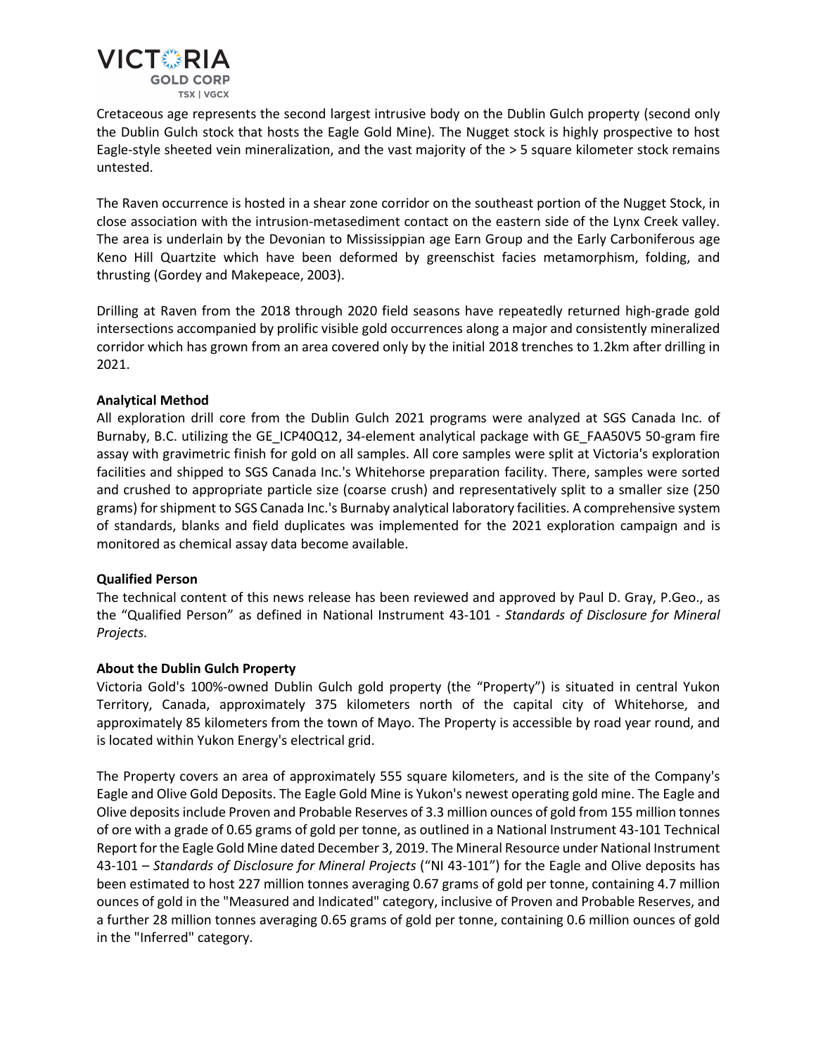Cretaceous age represents the second largest intrusive body on the Dublin Gulch property (second only the Dublin Gulch stock that hosts the Eagle Gold Mine). The Nugget stock is highly prospective to host Eagle-style sheeted vein mineralization, and the vast majority of the > 5 square kilometer stock remains untested.

The Raven occurrence is hosted in a shear zone corridor on the southeast portion of the Nugget Stock, in close association with the intrusion-metasediment contact on the eastern side of the Lynx Creek valley. The area is underlain by the Devonian to Mississippian age Earn Group and the Early Carboniferous age Keno Hill Quartzite which have been deformed by greenschist facies metamorphism, folding, and thrusting (Gordey and Makepeace, 2003).

Drilling at Raven from the 2018 through 2020 field seasons have repeatedly returned high-grade gold intersections accompanied by prolific visible gold occurrences along a major and consistently mineralized corridor which has grown from an area covered only by the initial 2018 trenches to 1.2km after drilling in 2021.

**Analytical Method**

All exploration drill core from the Dublin Gulch 2021 programs were analyzed at SGS Canada Inc. of Burnaby, B.C. utilizing the GE_ICP40Q12, 34-element analytical package with GE_FAA50V5 50-gram fire assay with gravimetric finish for gold on all samples. All core samples were split at Victoria's exploration facilities and shipped to SGS Canada Inc.'s Whitehorse preparation facility. There, samples were sorted and crushed to appropriate particle size (coarse crush) and representatively split to a smaller size (250 grams) for shipment to SGS Canada Inc.'s Burnaby analytical laboratory facilities. A comprehensive system of standards, blanks and field duplicates was implemented for the 2021 exploration campaign and is monitored as chemical assay data become available.

**Qualified Person**

The technical content of this news release has been reviewed and approved by Paul D. Gray, P.Geo., as the "Qualified Person" as defined in National Instrument 43-101 - *Standards of Disclosure for Mineral Projects.*

**About the Dublin Gulch Property**

Victoria Gold's 100%-owned Dublin Gulch gold property (the "Property") is situated in central Yukon Territory, Canada, approximately 375 kilometers north of the capital city of Whitehorse, and approximately 85 kilometers from the town of Mayo. The Property is accessible by road year round, and is located within Yukon Energy's electrical grid.

The Property covers an area of approximately 555 square kilometers, and is the site of the Company's Eagle and Olive Gold Deposits. The Eagle Gold Mine is Yukon's newest operating gold mine. The Eagle and Olive deposits include Proven and Probable Reserves of 3.3 million ounces of gold from 155 million tonnes of ore with a grade of 0.65 grams of gold per tonne, as outlined in a National Instrument 43-101 Technical Report for the Eagle Gold Mine dated December 3, 2019. The Mineral Resource under National Instrument 43-101 – *Standards of Disclosure for Mineral Projects* ("NI 43-101") for the Eagle and Olive deposits has been estimated to host 227 million tonnes averaging 0.67 grams of gold per tonne, containing 4.7 million ounces of gold in the "Measured and Indicated" category, inclusive of Proven and Probable Reserves, and a further 28 million tonnes averaging 0.65 grams of gold per tonne, containing 0.6 million ounces of gold in the "Inferred" category.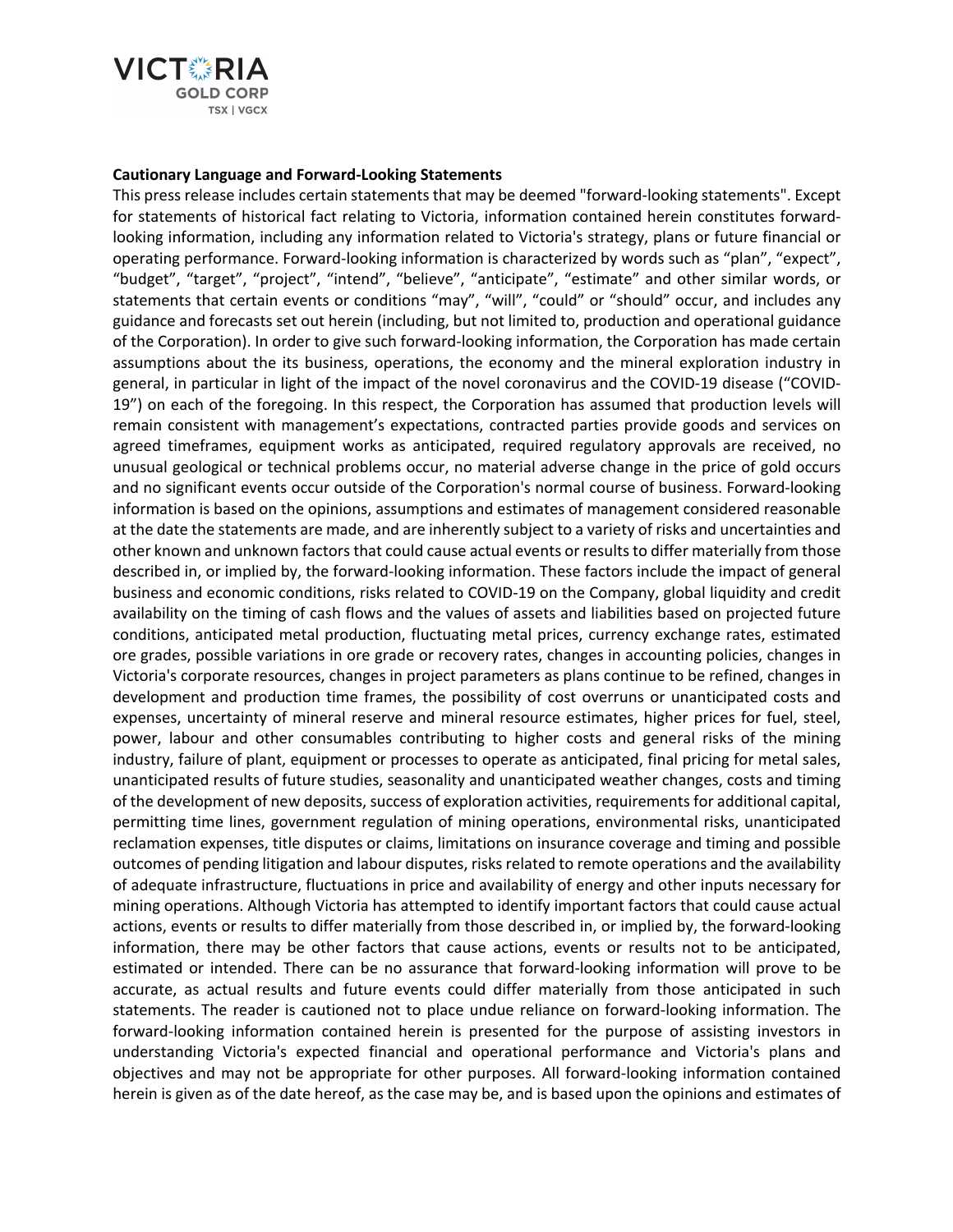**Cautionary Language and Forward-Looking Statements**

This press release includes certain statements that may be deemed "forward-looking statements". Except for statements of historical fact relating to Victoria, information contained herein constitutes forward-looking information, including any information related to Victoria's strategy, plans or future financial or operating performance. Forward-looking information is characterized by words such as "plan", "expect", "budget", "target", "project", "intend", "believe", "anticipate", "estimate" and other similar words, or statements that certain events or conditions "may", "will", "could" or "should" occur, and includes any guidance and forecasts set out herein (including, but not limited to, production and operational guidance of the Corporation). In order to give such forward-looking information, the Corporation has made certain assumptions about the its business, operations, the economy and the mineral exploration industry in general, in particular in light of the impact of the novel coronavirus and the COVID-19 disease ("COVID-19") on each of the foregoing. In this respect, the Corporation has assumed that production levels will remain consistent with management's expectations, contracted parties provide goods and services on agreed timeframes, equipment works as anticipated, required regulatory approvals are received, no unusual geological or technical problems occur, no material adverse change in the price of gold occurs and no significant events occur outside of the Corporation's normal course of business. Forward-looking information is based on the opinions, assumptions and estimates of management considered reasonable at the date the statements are made, and are inherently subject to a variety of risks and uncertainties and other known and unknown factors that could cause actual events or results to differ materially from those described in, or implied by, the forward-looking information. These factors include the impact of general business and economic conditions, risks related to COVID-19 on the Company, global liquidity and credit availability on the timing of cash flows and the values of assets and liabilities based on projected future conditions, anticipated metal production, fluctuating metal prices, currency exchange rates, estimated ore grades, possible variations in ore grade or recovery rates, changes in accounting policies, changes in Victoria's corporate resources, changes in project parameters as plans continue to be refined, changes in development and production time frames, the possibility of cost overruns or unanticipated costs and expenses, uncertainty of mineral reserve and mineral resource estimates, higher prices for fuel, steel, power, labour and other consumables contributing to higher costs and general risks of the mining industry, failure of plant, equipment or processes to operate as anticipated, final pricing for metal sales, unanticipated results of future studies, seasonality and unanticipated weather changes, costs and timing of the development of new deposits, success of exploration activities, requirements for additional capital, permitting time lines, government regulation of mining operations, environmental risks, unanticipated reclamation expenses, title disputes or claims, limitations on insurance coverage and timing and possible outcomes of pending litigation and labour disputes, risks related to remote operations and the availability of adequate infrastructure, fluctuations in price and availability of energy and other inputs necessary for mining operations. Although Victoria has attempted to identify important factors that could cause actual actions, events or results to differ materially from those described in, or implied by, the forward-looking information, there may be other factors that cause actions, events or results not to be anticipated, estimated or intended. There can be no assurance that forward-looking information will prove to be accurate, as actual results and future events could differ materially from those anticipated in such statements. The reader is cautioned not to place undue reliance on forward-looking information. The forward-looking information contained herein is presented for the purpose of assisting investors in understanding Victoria's expected financial and operational performance and Victoria's plans and objectives and may not be appropriate for other purposes. All forward-looking information contained herein is given as of the date hereof, as the case may be, and is based upon the opinions and estimates of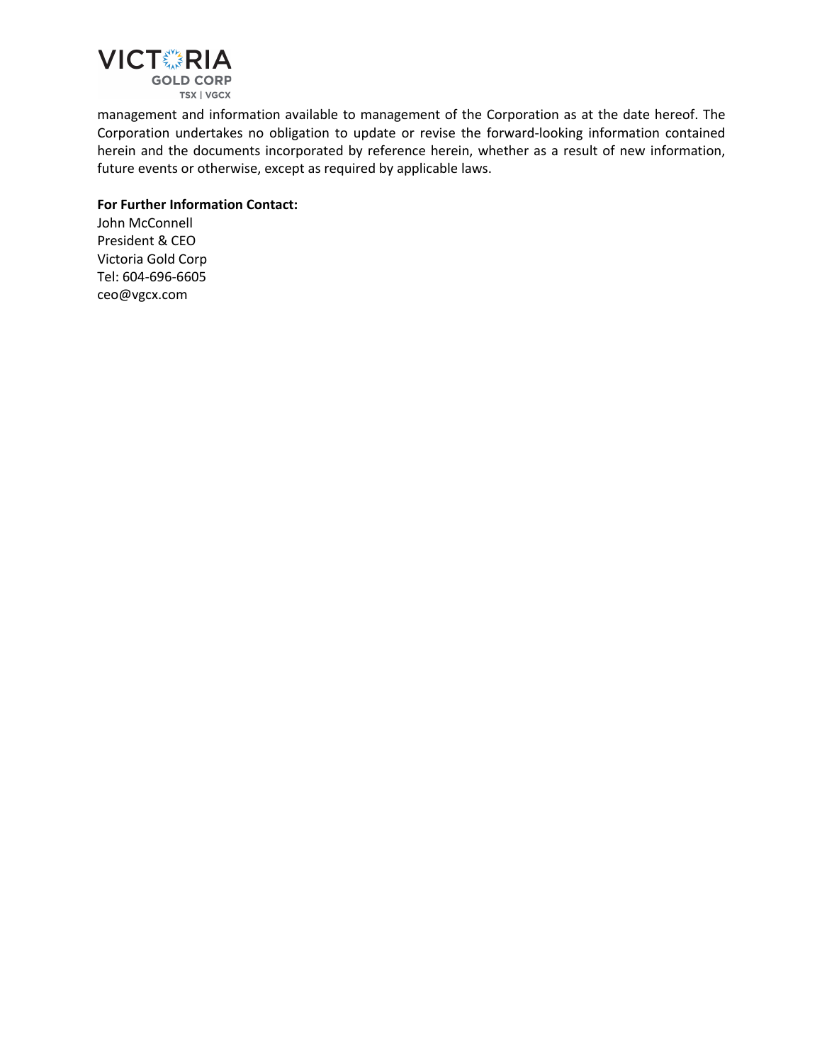management and information available to management of the Corporation as at the date hereof. The Corporation undertakes no obligation to update or revise the forward-looking information contained herein and the documents incorporated by reference herein, whether as a result of new information, future events or otherwise, except as required by applicable laws.

**For Further Information Contact:**
John McConnell
President & CEO
Victoria Gold Corp
Tel: 604-696-6605
ceo@vgcx.com